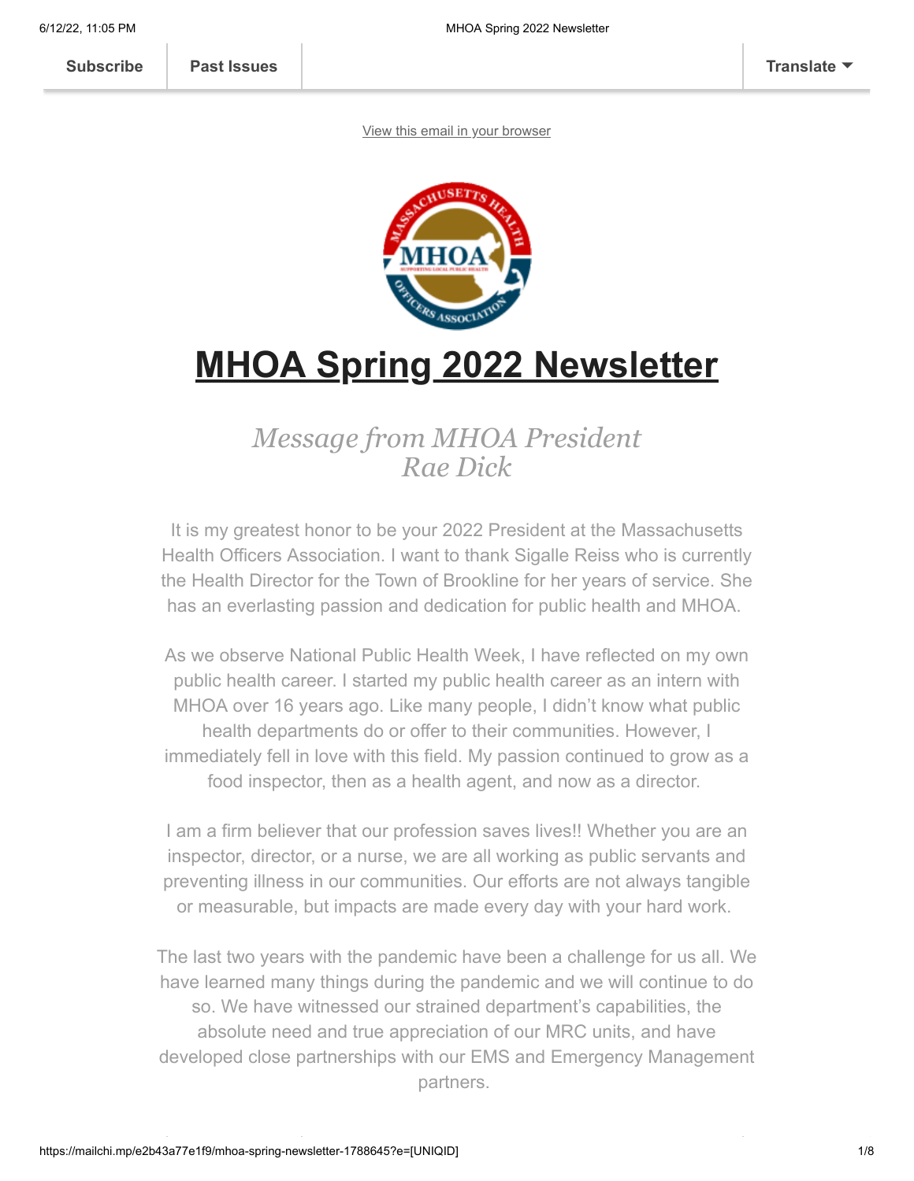Subscribe | Past Issues | Translate

View this email in your browser

# MHOA Spring 2022 Newsletter

## *Message from MHOA President Rae Dick*

It is my greatest honor to be your 2022 President at the Massachusetts Health Officers Association. I want to thank Sigalle Reiss who is currently the Health Director for the Town of Brookline for her years of service. She has an everlasting passion and dedication for public health and MHOA.

As we observe National Public Health Week, I have reflected on my own public health career. I started my public health career as an intern with MHOA over 16 years ago. Like many people, I didn't know what public health departments do or offer to their communities. However, I immediately fell in love with this field. My passion continued to grow as a food inspector, then as a health agent, and now as a director.

I am a firm believer that our profession saves lives!! Whether you are an inspector, director, or a nurse, we are all working as public servants and preventing illness in our communities. Our efforts are not always tangible or measurable, but impacts are made every day with your hard work.

The last two years with the pandemic have been a challenge for us all. We have learned many things during the pandemic and we will continue to do so. We have witnessed our strained department's capabilities, the absolute need and true appreciation of our MRC units, and have developed close partnerships with our EMS and Emergency Management partners.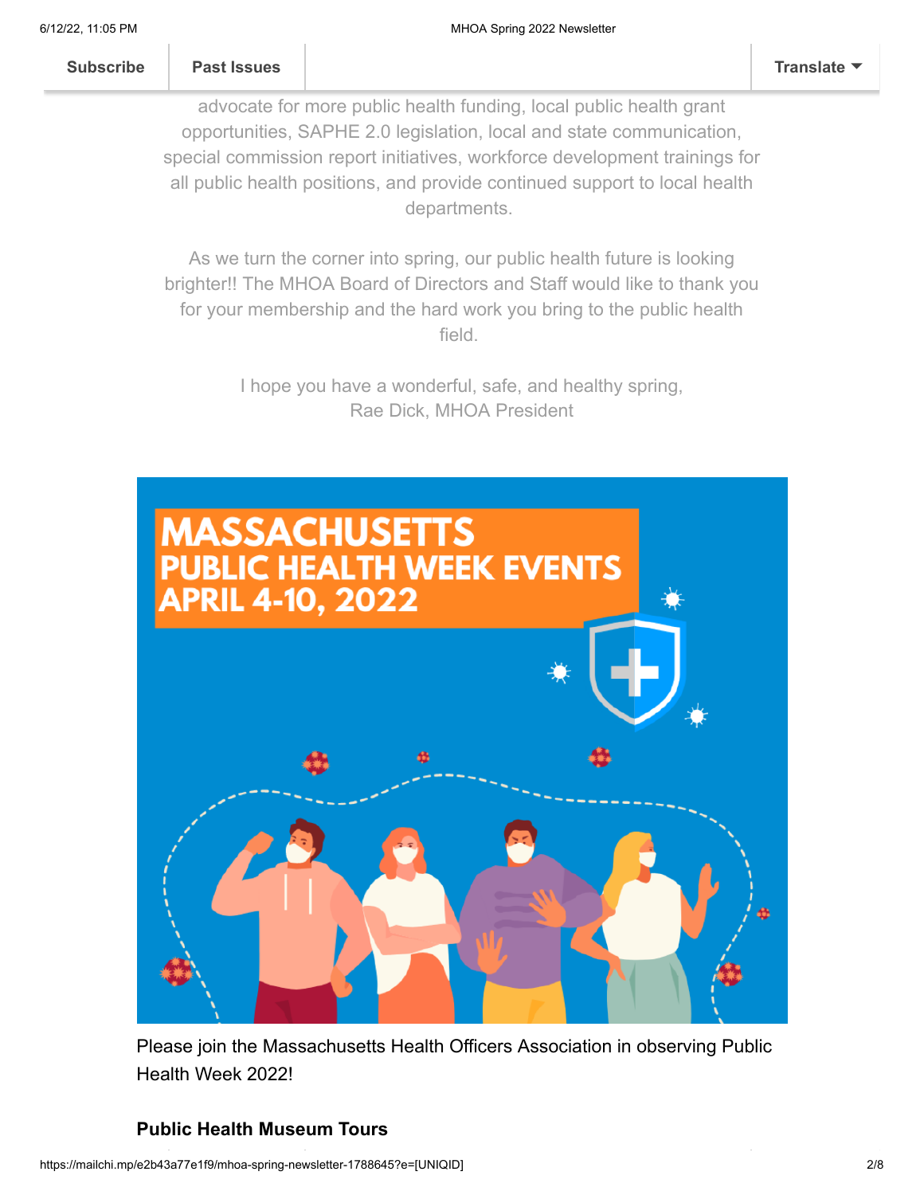advocate for more public health funding, local public health grant opportunities, SAPHE 2.0 legislation, local and state communication, special commission report initiatives, workforce development trainings for all public health positions, and provide continued support to local health departments.

As we turn the corner into spring, our public health future is looking brighter!! The MHOA Board of Directors and Staff would like to thank you for your membership and the hard work you bring to the public health field.

I hope you have a wonderful, safe, and healthy spring,
Rae Dick, MHOA President

MASSACHUSETTS PUBLIC HEALTH WEEK EVENTS APRIL 4-10, 2022

Please join the Massachusetts Health Officers Association in observing Public Health Week 2022!

**Public Health Museum Tours**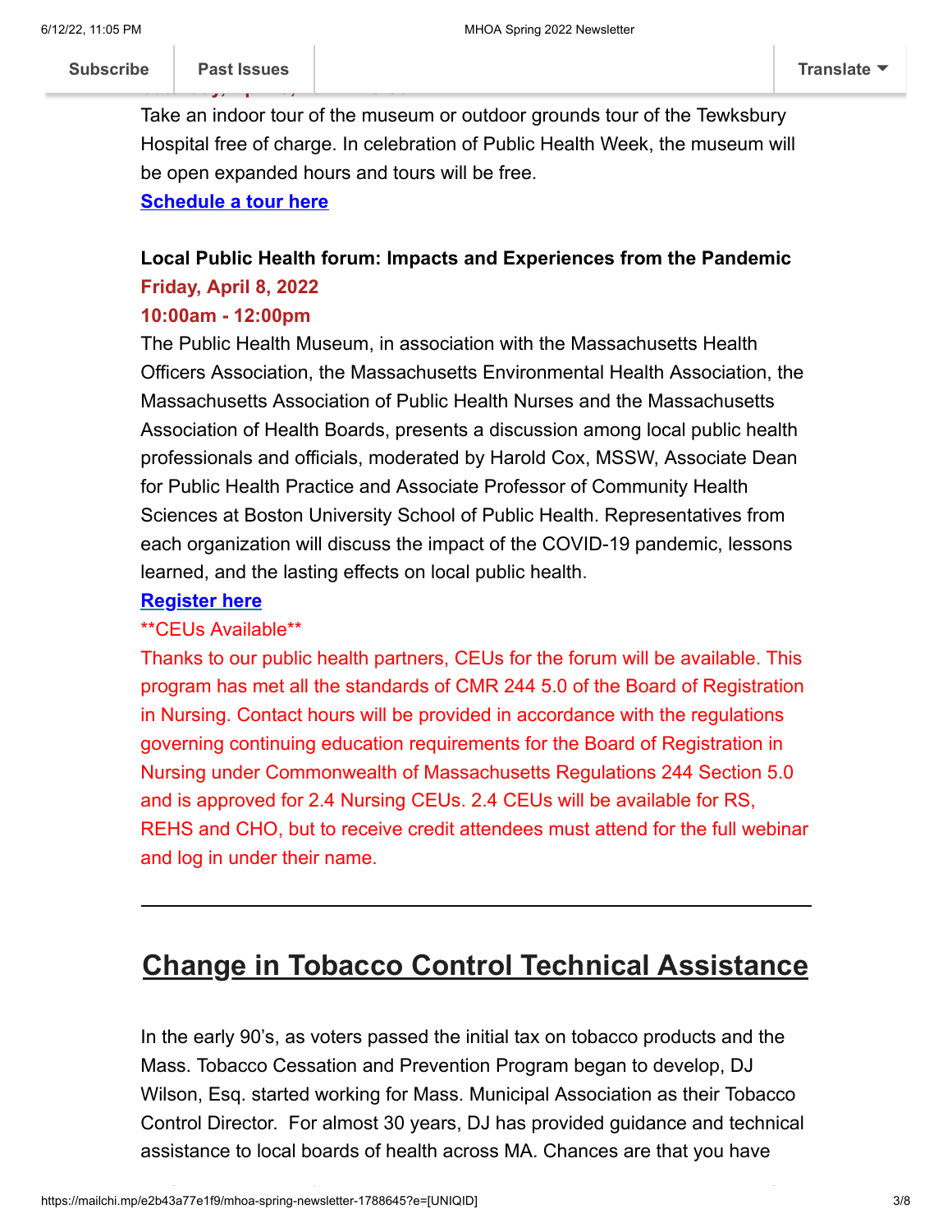Take an indoor tour of the museum or outdoor grounds tour of the Tewksbury Hospital free of charge. In celebration of Public Health Week, the museum will be open expanded hours and tours will be free.

**Schedule a tour here**

**Local Public Health forum: Impacts and Experiences from the Pandemic**

**Friday, April 8, 2022**

**10:00am - 12:00pm**

The Public Health Museum, in association with the Massachusetts Health Officers Association, the Massachusetts Environmental Health Association, the Massachusetts Association of Public Health Nurses and the Massachusetts Association of Health Boards, presents a discussion among local public health professionals and officials, moderated by Harold Cox, MSSW, Associate Dean for Public Health Practice and Associate Professor of Community Health Sciences at Boston University School of Public Health. Representatives from each organization will discuss the impact of the COVID-19 pandemic, lessons learned, and the lasting effects on local public health.

**Register here**

**CEUs Available**

Thanks to our public health partners, CEUs for the forum will be available. This program has met all the standards of CMR 244 5.0 of the Board of Registration in Nursing. Contact hours will be provided in accordance with the regulations governing continuing education requirements for the Board of Registration in Nursing under Commonwealth of Massachusetts Regulations 244 Section 5.0 and is approved for 2.4 Nursing CEUs. 2.4 CEUs will be available for RS, REHS and CHO, but to receive credit attendees must attend for the full webinar and log in under their name.

---

## Change in Tobacco Control Technical Assistance

In the early 90's, as voters passed the initial tax on tobacco products and the Mass. Tobacco Cessation and Prevention Program began to develop, DJ Wilson, Esq. started working for Mass. Municipal Association as their Tobacco Control Director. For almost 30 years, DJ has provided guidance and technical assistance to local boards of health across MA. Chances are that you have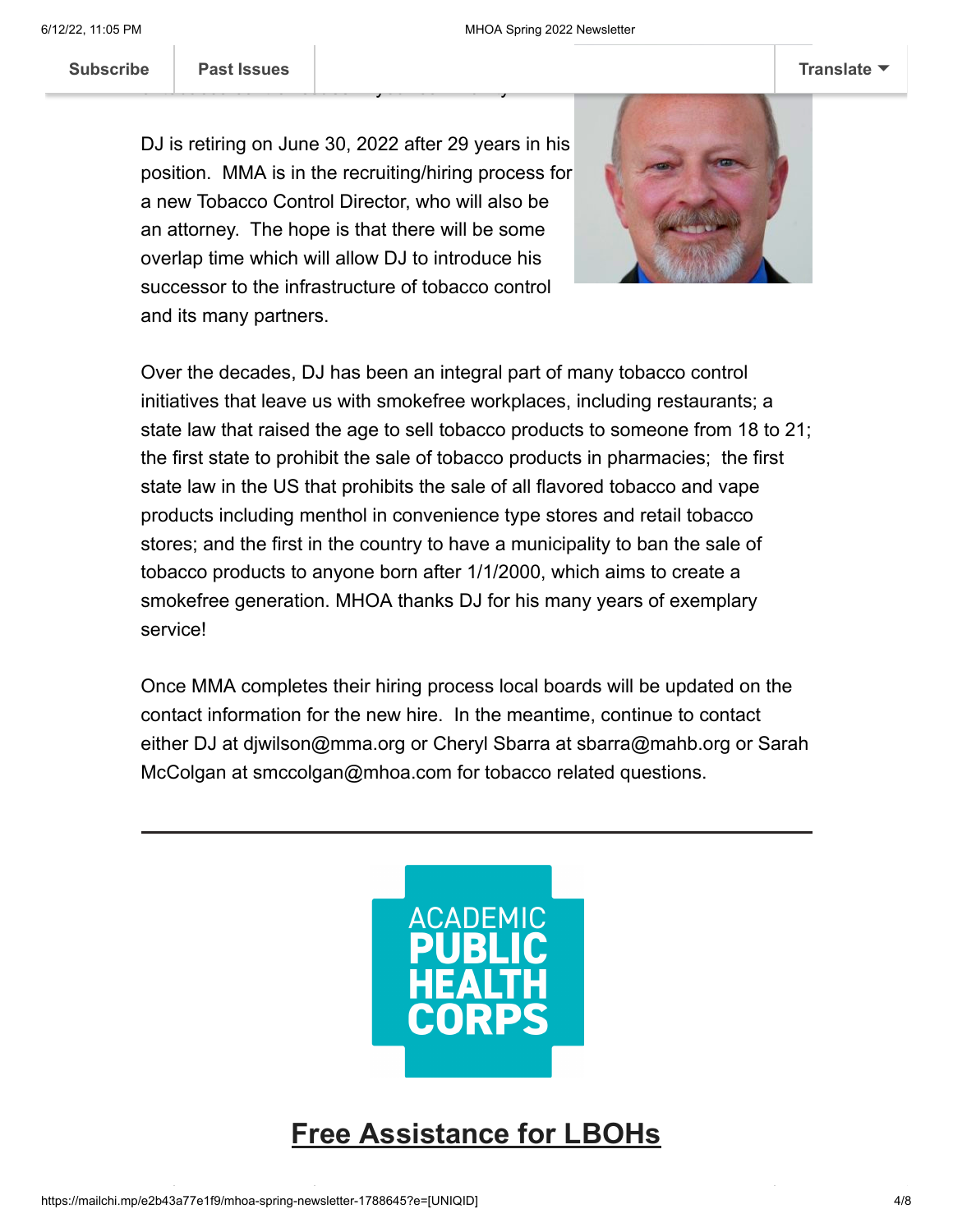DJ is retiring on June 30, 2022 after 29 years in his position. MMA is in the recruiting/hiring process for a new Tobacco Control Director, who will also be an attorney. The hope is that there will be some overlap time which will allow DJ to introduce his successor to the infrastructure of tobacco control and its many partners.

Over the decades, DJ has been an integral part of many tobacco control initiatives that leave us with smokefree workplaces, including restaurants; a state law that raised the age to sell tobacco products to someone from 18 to 21; the first state to prohibit the sale of tobacco products in pharmacies; the first state law in the US that prohibits the sale of all flavored tobacco and vape products including menthol in convenience type stores and retail tobacco stores; and the first in the country to have a municipality to ban the sale of tobacco products to anyone born after 1/1/2000, which aims to create a smokefree generation. MHOA thanks DJ for his many years of exemplary service!

Once MMA completes their hiring process local boards will be updated on the contact information for the new hire. In the meantime, continue to contact either DJ at djwilson@mma.org or Cheryl Sbarra at sbarra@mahb.org or Sarah McColgan at smccolgan@mhoa.com for tobacco related questions.

---

ACADEMIC PUBLIC HEALTH CORPS

## Free Assistance for LBOHs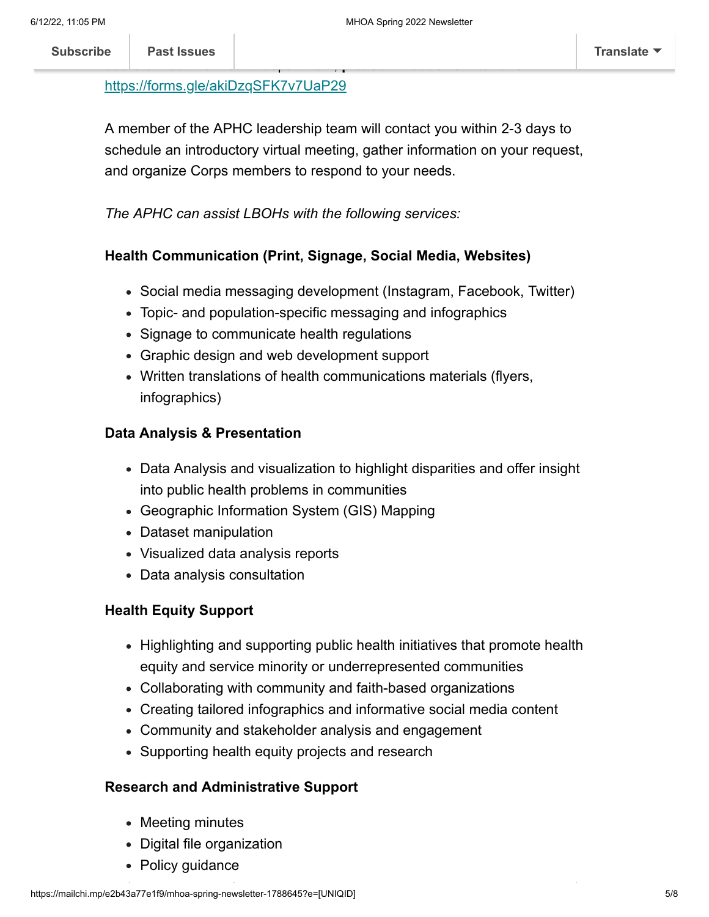https://forms.gle/akiDzqSFK7v7UaP29

A member of the APHC leadership team will contact you within 2-3 days to schedule an introductory virtual meeting, gather information on your request, and organize Corps members to respond to your needs.

*The APHC can assist LBOHs with the following services:*

**Health Communication (Print, Signage, Social Media, Websites)**

- Social media messaging development (Instagram, Facebook, Twitter)
- Topic- and population-specific messaging and infographics
- Signage to communicate health regulations
- Graphic design and web development support
- Written translations of health communications materials (flyers, infographics)

**Data Analysis & Presentation**

- Data Analysis and visualization to highlight disparities and offer insight into public health problems in communities
- Geographic Information System (GIS) Mapping
- Dataset manipulation
- Visualized data analysis reports
- Data analysis consultation

**Health Equity Support**

- Highlighting and supporting public health initiatives that promote health equity and service minority or underrepresented communities
- Collaborating with community and faith-based organizations
- Creating tailored infographics and informative social media content
- Community and stakeholder analysis and engagement
- Supporting health equity projects and research

**Research and Administrative Support**

- Meeting minutes
- Digital file organization
- Policy guidance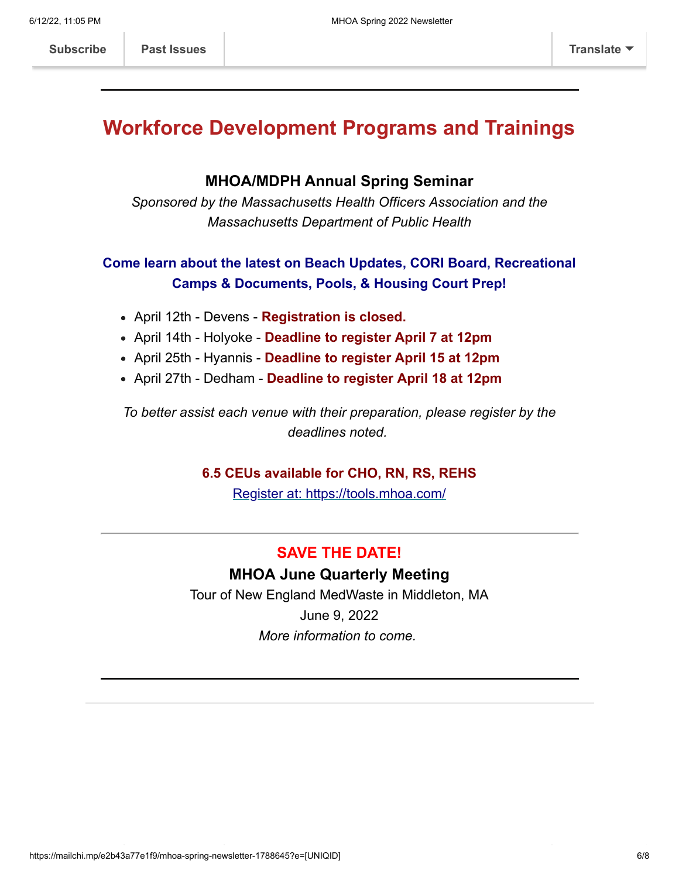---

# Workforce Development Programs and Trainings

### MHOA/MDPH Annual Spring Seminar

*Sponsored by the Massachusetts Health Officers Association and the Massachusetts Department of Public Health*

**Come learn about the latest on Beach Updates, CORI Board, Recreational Camps & Documents, Pools, & Housing Court Prep!**

- April 12th - Devens - **Registration is closed.**
- April 14th - Holyoke - **Deadline to register April 7 at 12pm**
- April 25th - Hyannis - **Deadline to register April 15 at 12pm**
- April 27th - Dedham - **Deadline to register April 18 at 12pm**

*To better assist each venue with their preparation, please register by the deadlines noted.*

**6.5 CEUs available for CHO, RN, RS, REHS**

[Register at: https://tools.mhoa.com/](https://tools.mhoa.com/)

---

**SAVE THE DATE!**

**MHOA June Quarterly Meeting**

Tour of New England MedWaste in Middleton, MA

June 9, 2022

*More information to come.*

---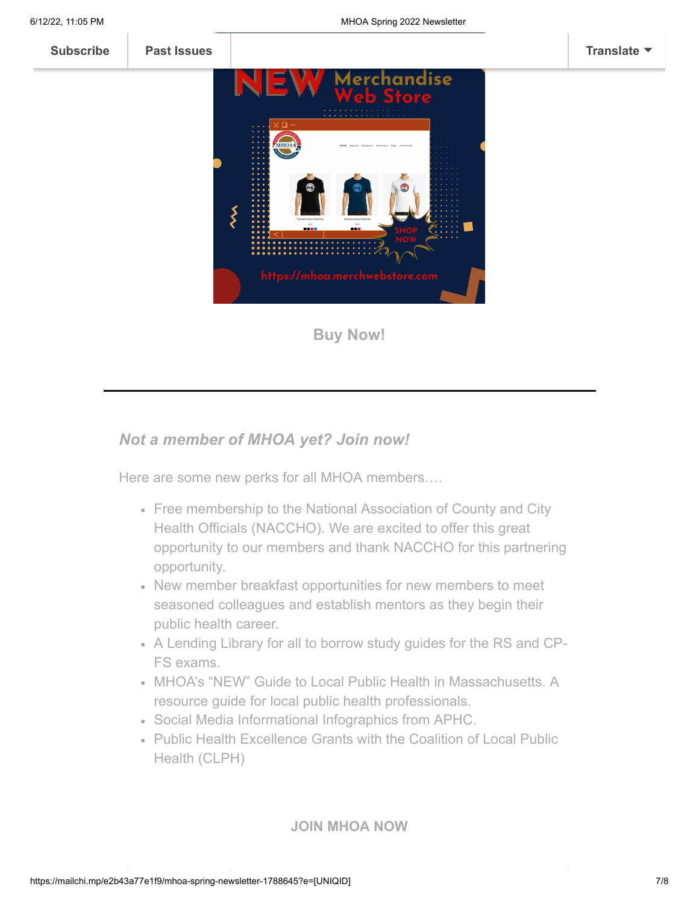Subscribe | Past Issues | Translate

Buy Now!

---

***Not a member of MHOA yet? Join now!***

Here are some new perks for all MHOA members….

- Free membership to the National Association of County and City Health Officials (NACCHO). We are excited to offer this great opportunity to our members and thank NACCHO for this partnering opportunity.
- New member breakfast opportunities for new members to meet seasoned colleagues and establish mentors as they begin their public health career.
- A Lending Library for all to borrow study guides for the RS and CP-FS exams.
- MHOA's "NEW" Guide to Local Public Health in Massachusetts. A resource guide for local public health professionals.
- Social Media Informational Infographics from APHC.
- Public Health Excellence Grants with the Coalition of Local Public Health (CLPH)

**JOIN MHOA NOW**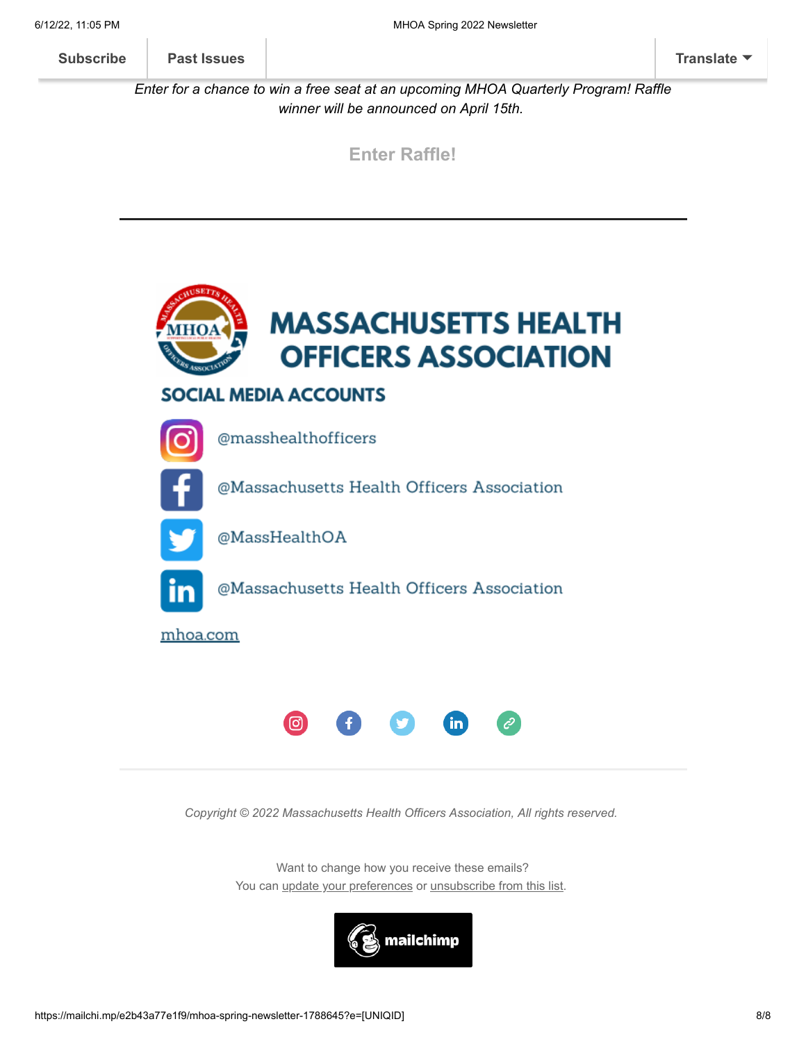Subscribe | Past Issues | Translate

*Enter for a chance to win a free seat at an upcoming MHOA Quarterly Program! Raffle winner will be announced on April 15th.*

**Enter Raffle!**

---

MASSACHUSETTS HEALTH OFFICERS ASSOCIATION

SOCIAL MEDIA ACCOUNTS

@masshealthofficers

@Massachusetts Health Officers Association

@MassHealthOA

@Massachusetts Health Officers Association

mhoa.com

---

*Copyright © 2022 Massachusetts Health Officers Association, All rights reserved.*

Want to change how you receive these emails?
You can update your preferences or unsubscribe from this list.

mailchimp